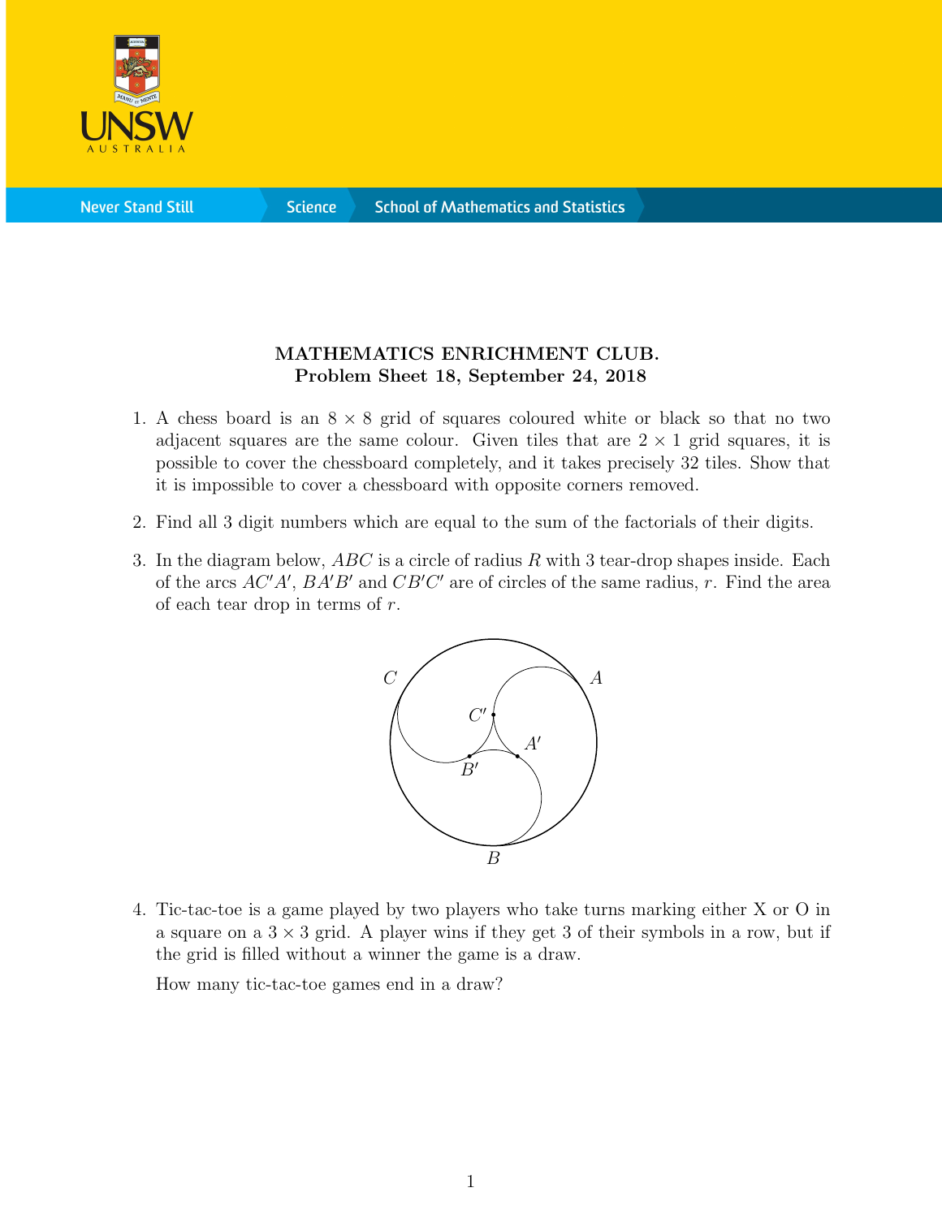# MATHEMATICS ENRICHMENT CLUB.
## Problem Sheet 18, September 24, 2018

1. A chess board is an $8 \times 8$ grid of squares coloured white or black so that no two adjacent squares are the same colour. Given tiles that are $2 \times 1$ grid squares, it is possible to cover the chessboard completely, and it takes precisely 32 tiles. Show that it is impossible to cover a chessboard with opposite corners removed.

2. Find all 3 digit numbers which are equal to the sum of the factorials of their digits.

3. In the diagram below, $ABC$ is a circle of radius $R$ with 3 tear-drop shapes inside. Each of the arcs $AC'A'$, $BA'B'$ and $CB'C'$ are of circles of the same radius, $r$. Find the area of each tear drop in terms of $r$.

4. Tic-tac-toe is a game played by two players who take turns marking either X or O in a square on a $3 \times 3$ grid. A player wins if they get 3 of their symbols in a row, but if the grid is filled without a winner the game is a draw.

   How many tic-tac-toe games end in a draw?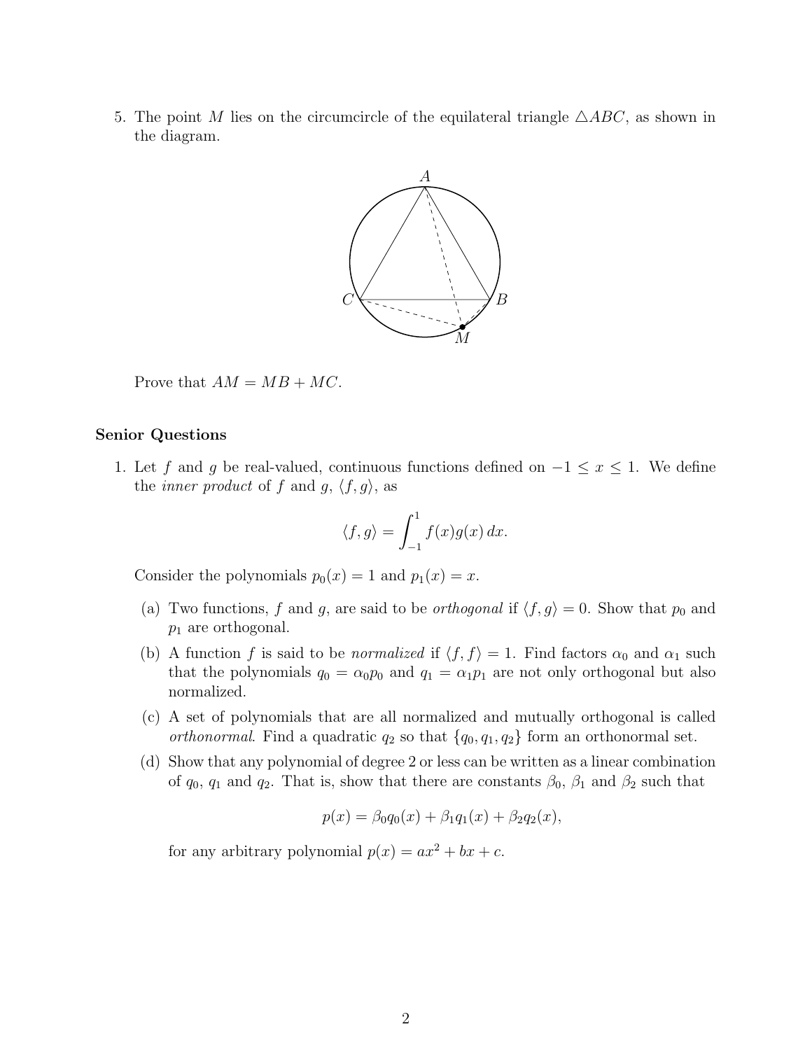5. The point $M$ lies on the circumcircle of the equilateral triangle $\triangle ABC$, as shown in the diagram.

   Prove that $AM = MB + MC$.

### Senior Questions

1. Let $f$ and $g$ be real-valued, continuous functions defined on $-1 \leq x \leq 1$. We define the *inner product* of $f$ and $g$, $\langle f, g \rangle$, as

$$\langle f, g \rangle = \int_{-1}^{1} f(x)g(x)\,dx.$$

   Consider the polynomials $p_0(x) = 1$ and $p_1(x) = x$.

   (a) Two functions, $f$ and $g$, are said to be *orthogonal* if $\langle f, g \rangle = 0$. Show that $p_0$ and $p_1$ are orthogonal.

   (b) A function $f$ is said to be *normalized* if $\langle f, f \rangle = 1$. Find factors $\alpha_0$ and $\alpha_1$ such that the polynomials $q_0 = \alpha_0 p_0$ and $q_1 = \alpha_1 p_1$ are not only orthogonal but also normalized.

   (c) A set of polynomials that are all normalized and mutually orthogonal is called *orthonormal*. Find a quadratic $q_2$ so that $\{q_0, q_1, q_2\}$ form an orthonormal set.

   (d) Show that any polynomial of degree 2 or less can be written as a linear combination of $q_0$, $q_1$ and $q_2$. That is, show that there are constants $\beta_0$, $\beta_1$ and $\beta_2$ such that

$$p(x) = \beta_0 q_0(x) + \beta_1 q_1(x) + \beta_2 q_2(x),$$

   for any arbitrary polynomial $p(x) = ax^2 + bx + c$.